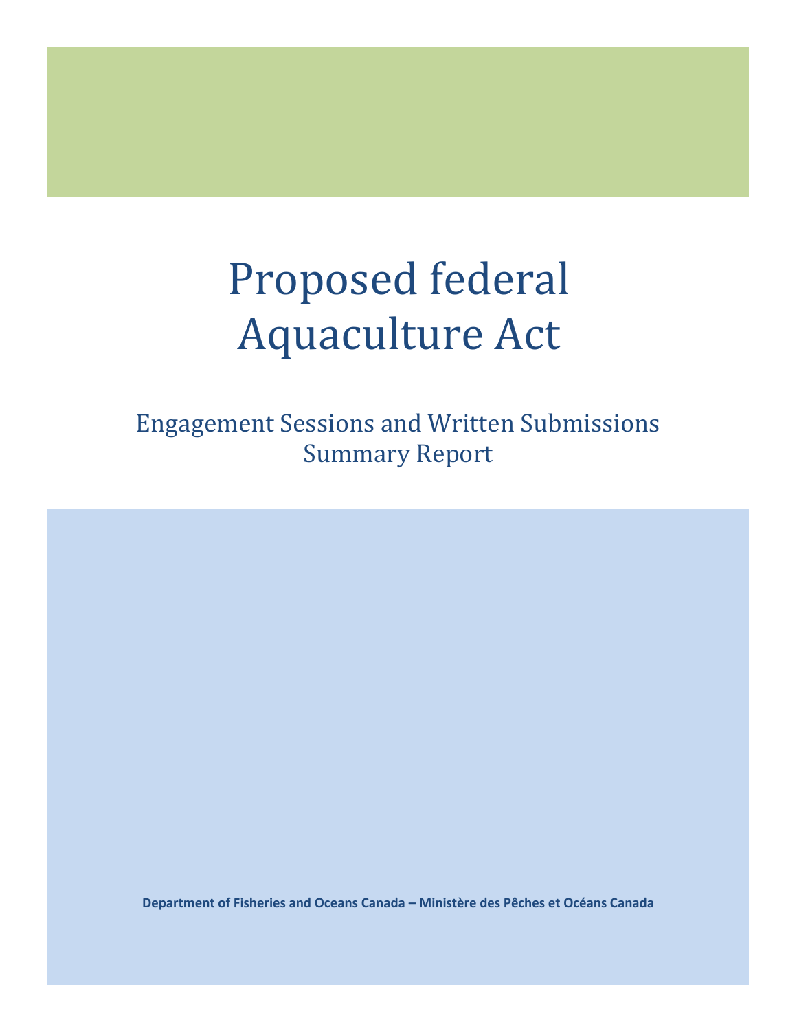# Proposed federal Aquaculture Act

## Engagement Sessions and Written Submissions Summary Report

**Department of Fisheries and Oceans Canada – Ministère des Pêches et Océans Canada**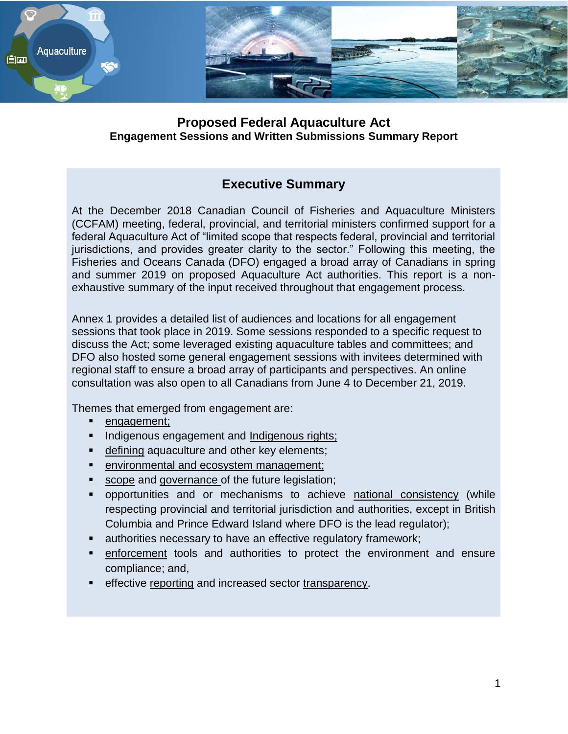# Proposed Federal Aquaculture Act

## Engagement Sessions and Written Submissions Summary Report

## Executive Summary

At the December 2018 Canadian Council of Fisheries and Aquaculture Ministers (CCFAM) meeting, federal, provincial, and territorial ministers confirmed support for a federal Aquaculture Act of "limited scope that respects federal, provincial and territorial jurisdictions, and provides greater clarity to the sector." Following this meeting, the Fisheries and Oceans Canada (DFO) engaged a broad array of Canadians in spring and summer 2019 on proposed Aquaculture Act authorities. This report is a non-exhaustive summary of the input received throughout that engagement process.

Annex 1 provides a detailed list of audiences and locations for all engagement sessions that took place in 2019. Some sessions responded to a specific request to discuss the Act; some leveraged existing aquaculture tables and committees; and DFO also hosted some general engagement sessions with invitees determined with regional staff to ensure a broad array of participants and perspectives. An online consultation was also open to all Canadians from June 4 to December 21, 2019.

Themes that emerged from engagement are:

- engagement;
- Indigenous engagement and Indigenous rights;
- defining aquaculture and other key elements;
- environmental and ecosystem management;
- scope and governance of the future legislation;
- opportunities and or mechanisms to achieve national consistency (while respecting provincial and territorial jurisdiction and authorities, except in British Columbia and Prince Edward Island where DFO is the lead regulator);
- authorities necessary to have an effective regulatory framework;
- enforcement tools and authorities to protect the environment and ensure compliance; and,
- effective reporting and increased sector transparency.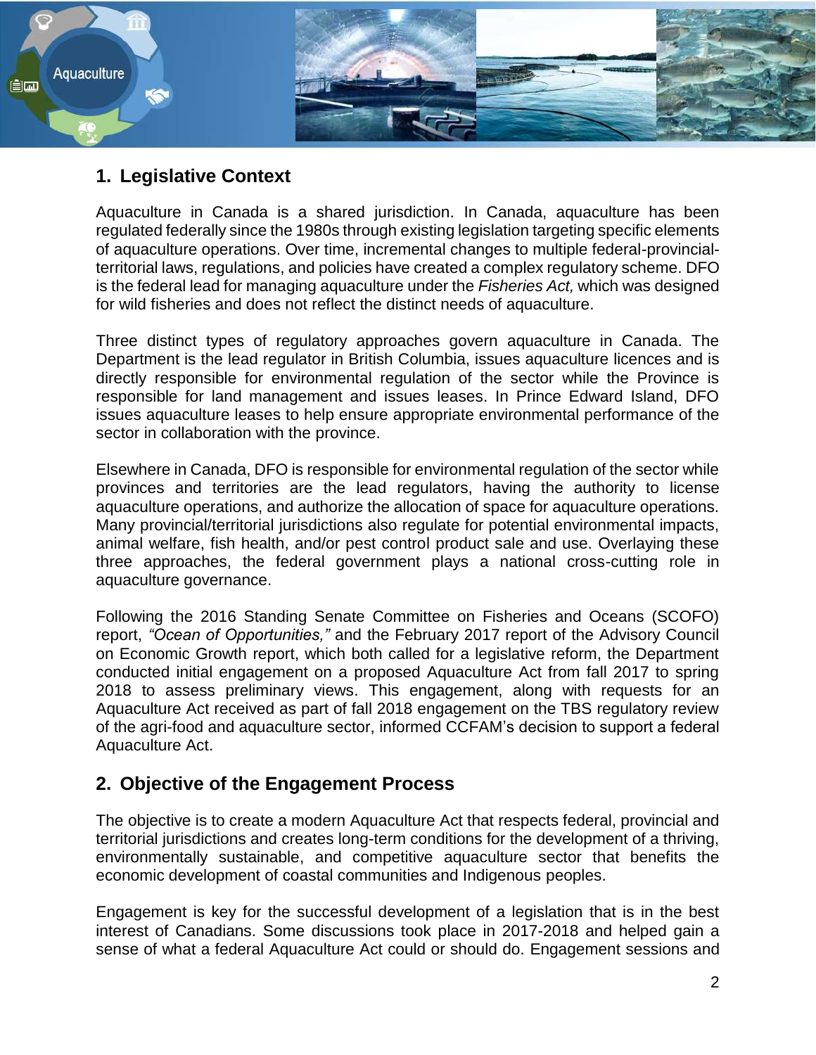## 1. Legislative Context

Aquaculture in Canada is a shared jurisdiction. In Canada, aquaculture has been regulated federally since the 1980s through existing legislation targeting specific elements of aquaculture operations. Over time, incremental changes to multiple federal-provincial-territorial laws, regulations, and policies have created a complex regulatory scheme. DFO is the federal lead for managing aquaculture under the *Fisheries Act,* which was designed for wild fisheries and does not reflect the distinct needs of aquaculture.

Three distinct types of regulatory approaches govern aquaculture in Canada. The Department is the lead regulator in British Columbia, issues aquaculture licences and is directly responsible for environmental regulation of the sector while the Province is responsible for land management and issues leases. In Prince Edward Island, DFO issues aquaculture leases to help ensure appropriate environmental performance of the sector in collaboration with the province.

Elsewhere in Canada, DFO is responsible for environmental regulation of the sector while provinces and territories are the lead regulators, having the authority to license aquaculture operations, and authorize the allocation of space for aquaculture operations. Many provincial/territorial jurisdictions also regulate for potential environmental impacts, animal welfare, fish health, and/or pest control product sale and use. Overlaying these three approaches, the federal government plays a national cross-cutting role in aquaculture governance.

Following the 2016 Standing Senate Committee on Fisheries and Oceans (SCOFO) report, *"Ocean of Opportunities,"* and the February 2017 report of the Advisory Council on Economic Growth report, which both called for a legislative reform, the Department conducted initial engagement on a proposed Aquaculture Act from fall 2017 to spring 2018 to assess preliminary views. This engagement, along with requests for an Aquaculture Act received as part of fall 2018 engagement on the TBS regulatory review of the agri-food and aquaculture sector, informed CCFAM's decision to support a federal Aquaculture Act.

## 2. Objective of the Engagement Process

The objective is to create a modern Aquaculture Act that respects federal, provincial and territorial jurisdictions and creates long-term conditions for the development of a thriving, environmentally sustainable, and competitive aquaculture sector that benefits the economic development of coastal communities and Indigenous peoples.

Engagement is key for the successful development of a legislation that is in the best interest of Canadians. Some discussions took place in 2017-2018 and helped gain a sense of what a federal Aquaculture Act could or should do. Engagement sessions and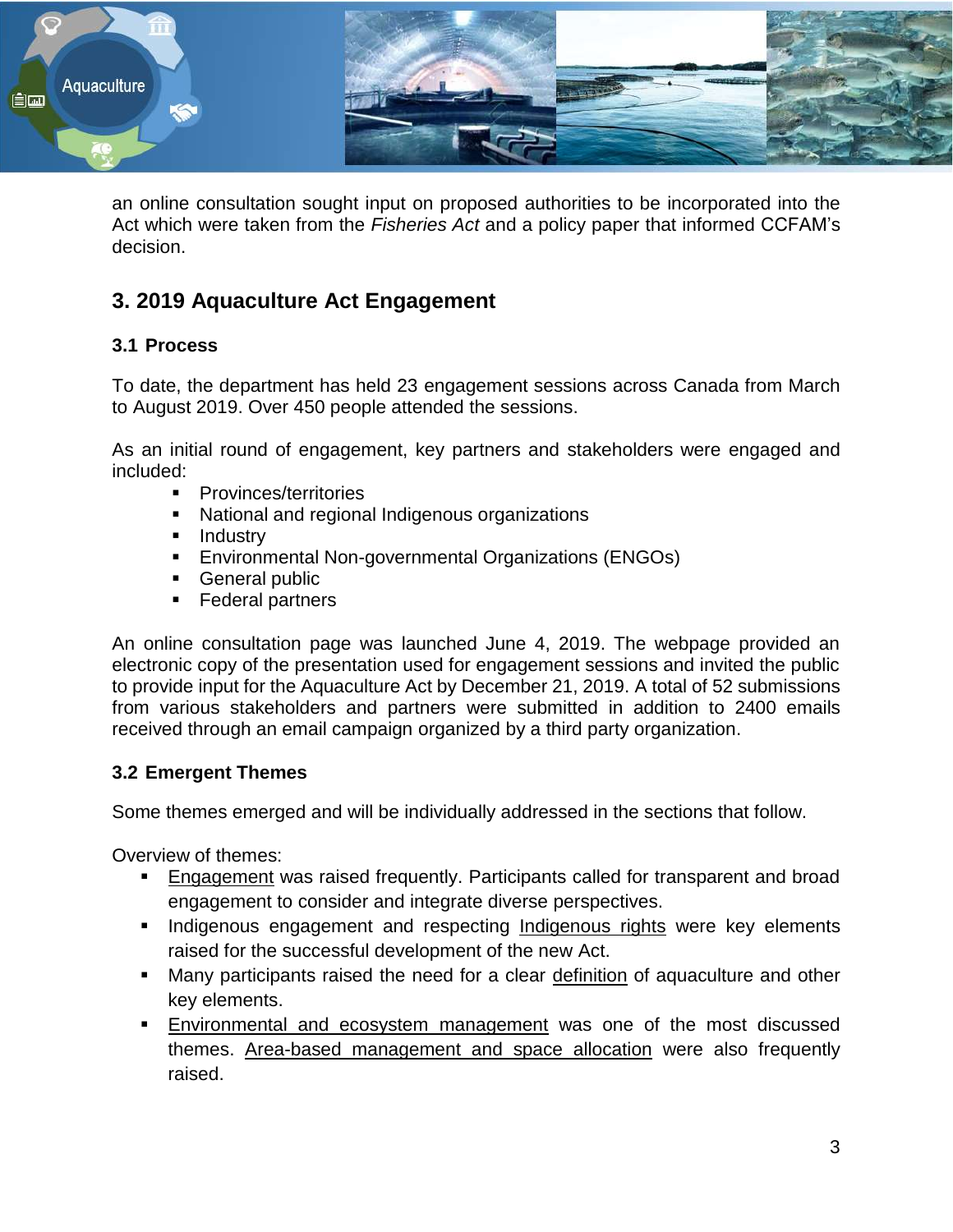an online consultation sought input on proposed authorities to be incorporated into the Act which were taken from the *Fisheries Act* and a policy paper that informed CCFAM's decision.

## 3. 2019 Aquaculture Act Engagement

### 3.1 Process

To date, the department has held 23 engagement sessions across Canada from March to August 2019. Over 450 people attended the sessions.

As an initial round of engagement, key partners and stakeholders were engaged and included:

- Provinces/territories
- National and regional Indigenous organizations
- Industry
- Environmental Non-governmental Organizations (ENGOs)
- General public
- Federal partners

An online consultation page was launched June 4, 2019. The webpage provided an electronic copy of the presentation used for engagement sessions and invited the public to provide input for the Aquaculture Act by December 21, 2019. A total of 52 submissions from various stakeholders and partners were submitted in addition to 2400 emails received through an email campaign organized by a third party organization.

### 3.2 Emergent Themes

Some themes emerged and will be individually addressed in the sections that follow.

Overview of themes:

- Engagement was raised frequently. Participants called for transparent and broad engagement to consider and integrate diverse perspectives.
- Indigenous engagement and respecting Indigenous rights were key elements raised for the successful development of the new Act.
- Many participants raised the need for a clear definition of aquaculture and other key elements.
- Environmental and ecosystem management was one of the most discussed themes. Area-based management and space allocation were also frequently raised.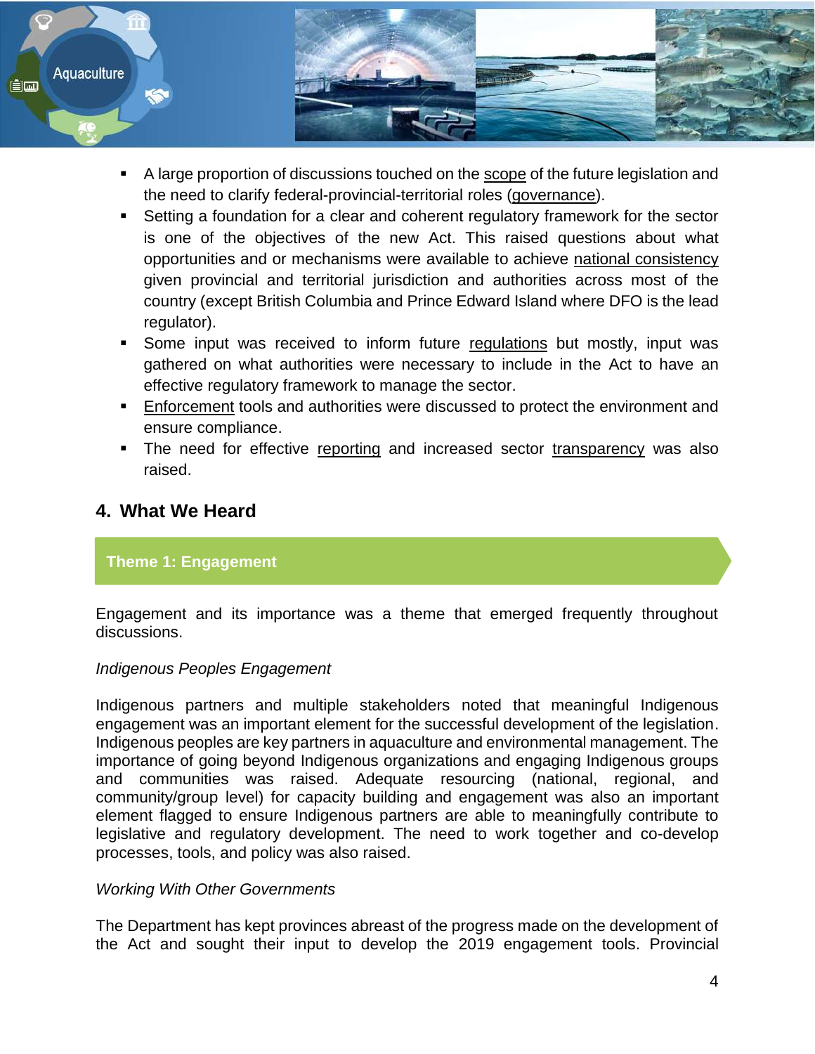- A large proportion of discussions touched on the scope of the future legislation and the need to clarify federal-provincial-territorial roles (governance).
- Setting a foundation for a clear and coherent regulatory framework for the sector is one of the objectives of the new Act. This raised questions about what opportunities and or mechanisms were available to achieve national consistency given provincial and territorial jurisdiction and authorities across most of the country (except British Columbia and Prince Edward Island where DFO is the lead regulator).
- Some input was received to inform future regulations but mostly, input was gathered on what authorities were necessary to include in the Act to have an effective regulatory framework to manage the sector.
- Enforcement tools and authorities were discussed to protect the environment and ensure compliance.
- The need for effective reporting and increased sector transparency was also raised.

## 4. What We Heard

### Theme 1: Engagement

Engagement and its importance was a theme that emerged frequently throughout discussions.

*Indigenous Peoples Engagement*

Indigenous partners and multiple stakeholders noted that meaningful Indigenous engagement was an important element for the successful development of the legislation. Indigenous peoples are key partners in aquaculture and environmental management. The importance of going beyond Indigenous organizations and engaging Indigenous groups and communities was raised. Adequate resourcing (national, regional, and community/group level) for capacity building and engagement was also an important element flagged to ensure Indigenous partners are able to meaningfully contribute to legislative and regulatory development. The need to work together and co-develop processes, tools, and policy was also raised.

*Working With Other Governments*

The Department has kept provinces abreast of the progress made on the development of the Act and sought their input to develop the 2019 engagement tools. Provincial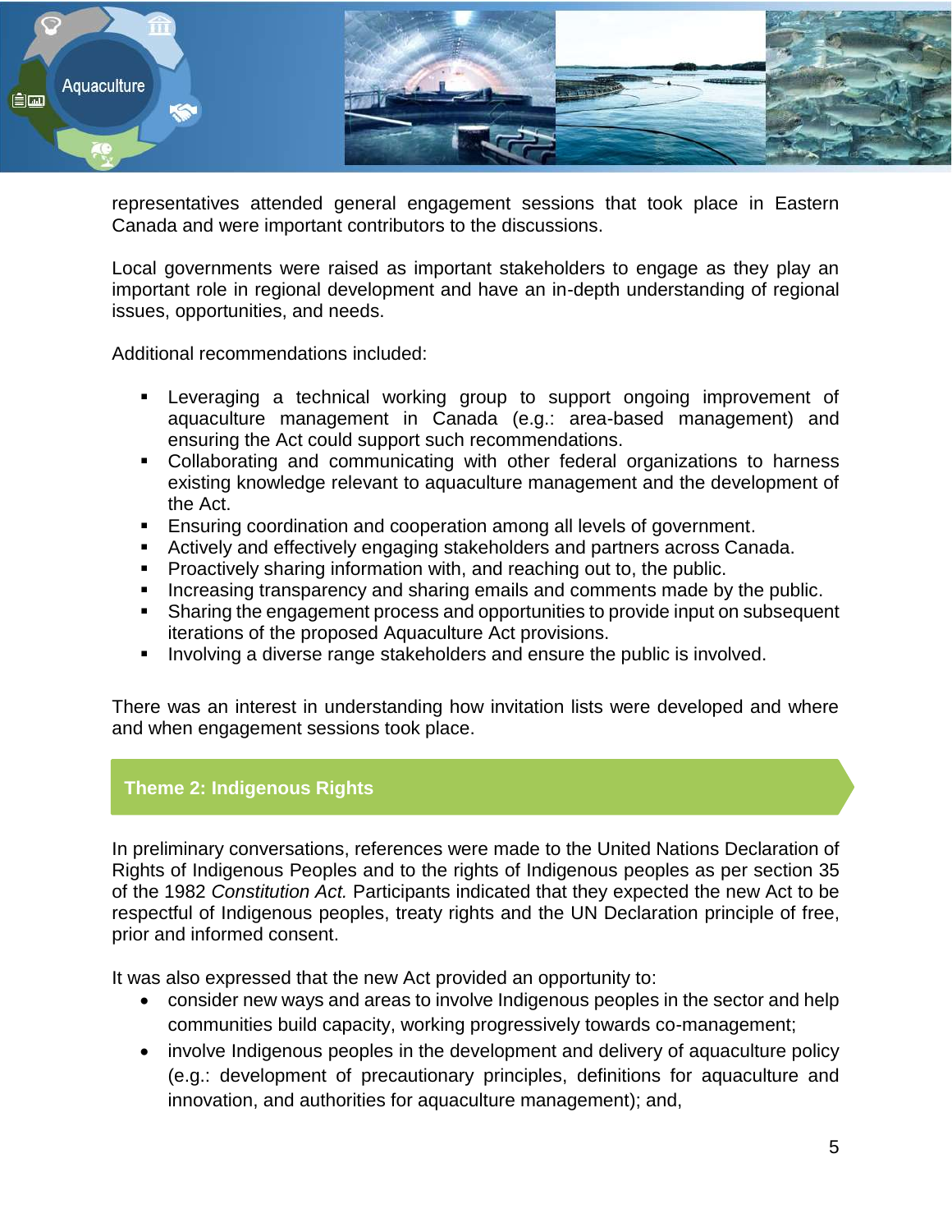representatives attended general engagement sessions that took place in Eastern Canada and were important contributors to the discussions.

Local governments were raised as important stakeholders to engage as they play an important role in regional development and have an in-depth understanding of regional issues, opportunities, and needs.

Additional recommendations included:

- Leveraging a technical working group to support ongoing improvement of aquaculture management in Canada (e.g.: area-based management) and ensuring the Act could support such recommendations.
- Collaborating and communicating with other federal organizations to harness existing knowledge relevant to aquaculture management and the development of the Act.
- Ensuring coordination and cooperation among all levels of government.
- Actively and effectively engaging stakeholders and partners across Canada.
- Proactively sharing information with, and reaching out to, the public.
- Increasing transparency and sharing emails and comments made by the public.
- Sharing the engagement process and opportunities to provide input on subsequent iterations of the proposed Aquaculture Act provisions.
- Involving a diverse range stakeholders and ensure the public is involved.

There was an interest in understanding how invitation lists were developed and where and when engagement sessions took place.

## Theme 2: Indigenous Rights

In preliminary conversations, references were made to the United Nations Declaration of Rights of Indigenous Peoples and to the rights of Indigenous peoples as per section 35 of the 1982 *Constitution Act.* Participants indicated that they expected the new Act to be respectful of Indigenous peoples, treaty rights and the UN Declaration principle of free, prior and informed consent.

It was also expressed that the new Act provided an opportunity to:

- consider new ways and areas to involve Indigenous peoples in the sector and help communities build capacity, working progressively towards co-management;
- involve Indigenous peoples in the development and delivery of aquaculture policy (e.g.: development of precautionary principles, definitions for aquaculture and innovation, and authorities for aquaculture management); and,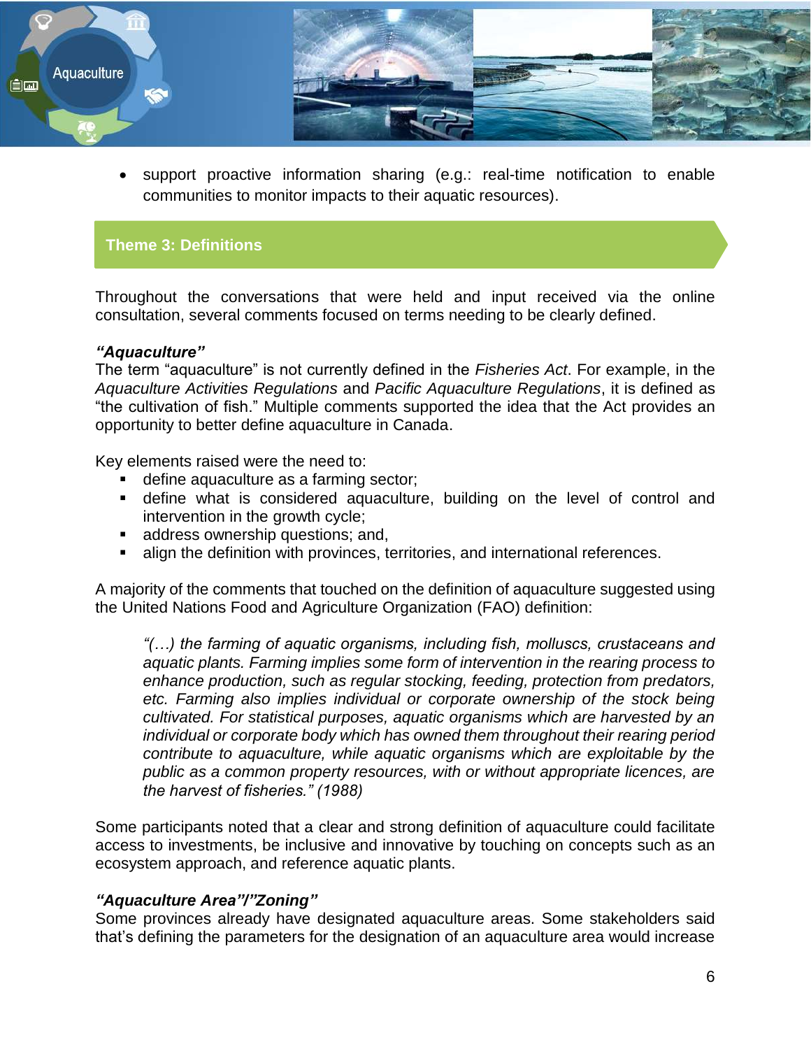- support proactive information sharing (e.g.: real-time notification to enable communities to monitor impacts to their aquatic resources).

## Theme 3: Definitions

Throughout the conversations that were held and input received via the online consultation, several comments focused on terms needing to be clearly defined.

***"Aquaculture"***

The term "aquaculture" is not currently defined in the *Fisheries Act*. For example, in the *Aquaculture Activities Regulations* and *Pacific Aquaculture Regulations*, it is defined as "the cultivation of fish." Multiple comments supported the idea that the Act provides an opportunity to better define aquaculture in Canada.

Key elements raised were the need to:

- define aquaculture as a farming sector;
- define what is considered aquaculture, building on the level of control and intervention in the growth cycle;
- address ownership questions; and,
- align the definition with provinces, territories, and international references.

A majority of the comments that touched on the definition of aquaculture suggested using the United Nations Food and Agriculture Organization (FAO) definition:

> *"(…) the farming of aquatic organisms, including fish, molluscs, crustaceans and aquatic plants. Farming implies some form of intervention in the rearing process to enhance production, such as regular stocking, feeding, protection from predators, etc. Farming also implies individual or corporate ownership of the stock being cultivated. For statistical purposes, aquatic organisms which are harvested by an individual or corporate body which has owned them throughout their rearing period contribute to aquaculture, while aquatic organisms which are exploitable by the public as a common property resources, with or without appropriate licences, are the harvest of fisheries." (1988)*

Some participants noted that a clear and strong definition of aquaculture could facilitate access to investments, be inclusive and innovative by touching on concepts such as an ecosystem approach, and reference aquatic plants.

***"Aquaculture Area"/"Zoning"***

Some provinces already have designated aquaculture areas. Some stakeholders said that's defining the parameters for the designation of an aquaculture area would increase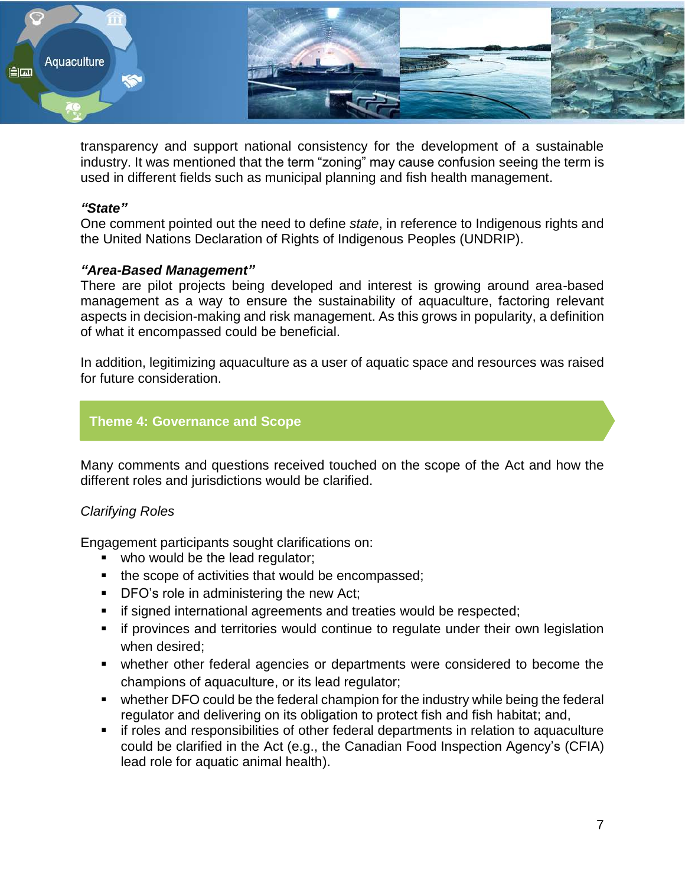transparency and support national consistency for the development of a sustainable industry. It was mentioned that the term “zoning” may cause confusion seeing the term is used in different fields such as municipal planning and fish health management.

***“State”***

One comment pointed out the need to define *state*, in reference to Indigenous rights and the United Nations Declaration of Rights of Indigenous Peoples (UNDRIP).

***“Area-Based Management”***

There are pilot projects being developed and interest is growing around area-based management as a way to ensure the sustainability of aquaculture, factoring relevant aspects in decision-making and risk management. As this grows in popularity, a definition of what it encompassed could be beneficial.

In addition, legitimizing aquaculture as a user of aquatic space and resources was raised for future consideration.

## Theme 4: Governance and Scope

Many comments and questions received touched on the scope of the Act and how the different roles and jurisdictions would be clarified.

*Clarifying Roles*

Engagement participants sought clarifications on:

- who would be the lead regulator;
- the scope of activities that would be encompassed;
- DFO’s role in administering the new Act;
- if signed international agreements and treaties would be respected;
- if provinces and territories would continue to regulate under their own legislation when desired;
- whether other federal agencies or departments were considered to become the champions of aquaculture, or its lead regulator;
- whether DFO could be the federal champion for the industry while being the federal regulator and delivering on its obligation to protect fish and fish habitat; and,
- if roles and responsibilities of other federal departments in relation to aquaculture could be clarified in the Act (e.g., the Canadian Food Inspection Agency’s (CFIA) lead role for aquatic animal health).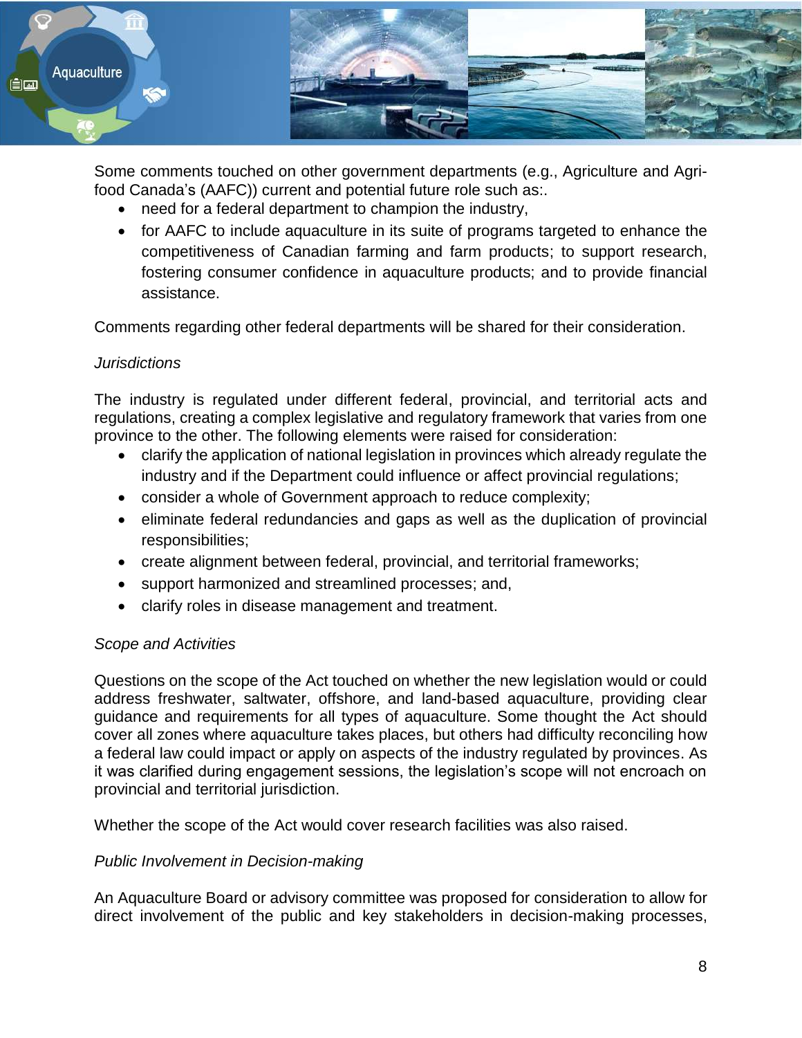Some comments touched on other government departments (e.g., Agriculture and Agri-food Canada's (AAFC)) current and potential future role such as:.

- need for a federal department to champion the industry,
- for AAFC to include aquaculture in its suite of programs targeted to enhance the competitiveness of Canadian farming and farm products; to support research, fostering consumer confidence in aquaculture products; and to provide financial assistance.

Comments regarding other federal departments will be shared for their consideration.

*Jurisdictions*

The industry is regulated under different federal, provincial, and territorial acts and regulations, creating a complex legislative and regulatory framework that varies from one province to the other. The following elements were raised for consideration:

- clarify the application of national legislation in provinces which already regulate the industry and if the Department could influence or affect provincial regulations;
- consider a whole of Government approach to reduce complexity;
- eliminate federal redundancies and gaps as well as the duplication of provincial responsibilities;
- create alignment between federal, provincial, and territorial frameworks;
- support harmonized and streamlined processes; and,
- clarify roles in disease management and treatment.

*Scope and Activities*

Questions on the scope of the Act touched on whether the new legislation would or could address freshwater, saltwater, offshore, and land-based aquaculture, providing clear guidance and requirements for all types of aquaculture. Some thought the Act should cover all zones where aquaculture takes places, but others had difficulty reconciling how a federal law could impact or apply on aspects of the industry regulated by provinces. As it was clarified during engagement sessions, the legislation's scope will not encroach on provincial and territorial jurisdiction.

Whether the scope of the Act would cover research facilities was also raised.

*Public Involvement in Decision-making*

An Aquaculture Board or advisory committee was proposed for consideration to allow for direct involvement of the public and key stakeholders in decision-making processes,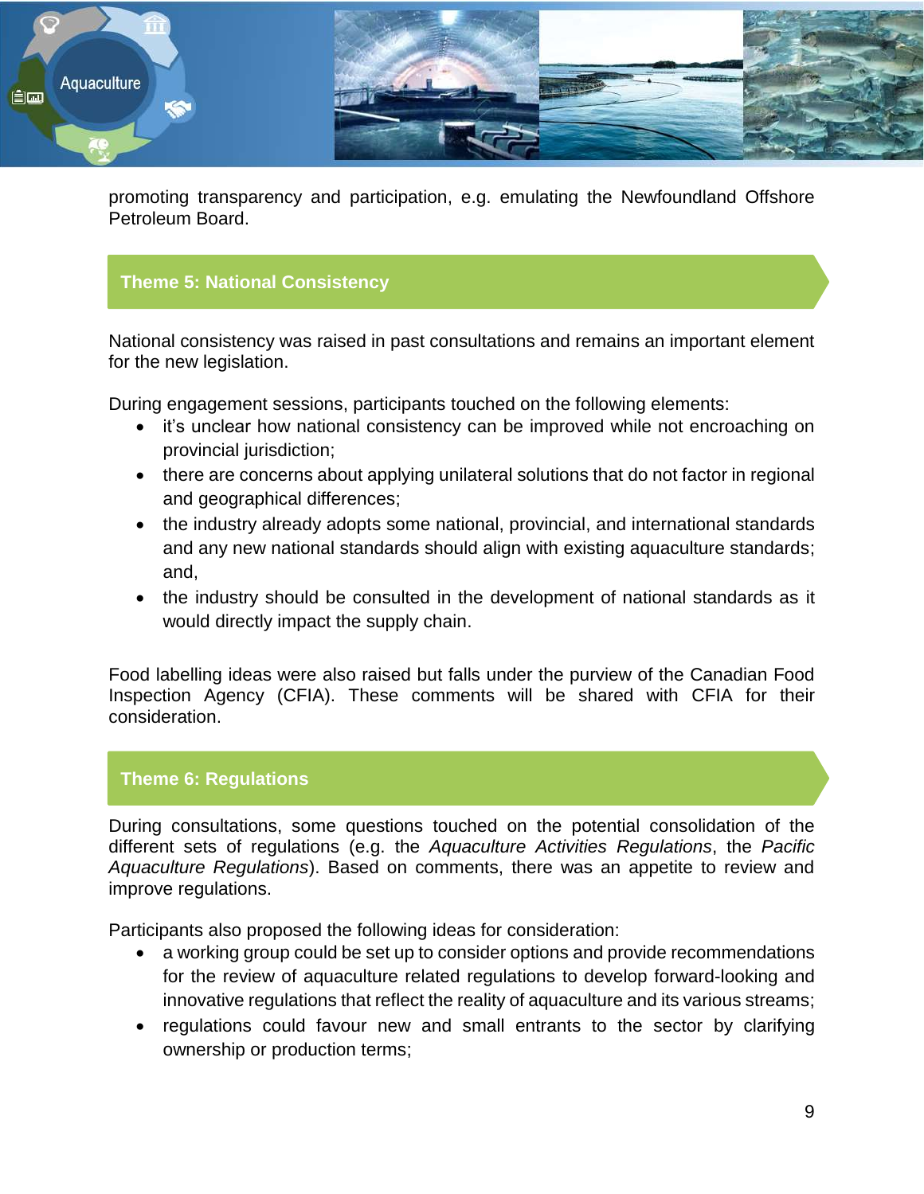promoting transparency and participation, e.g. emulating the Newfoundland Offshore Petroleum Board.

## Theme 5: National Consistency

National consistency was raised in past consultations and remains an important element for the new legislation.

During engagement sessions, participants touched on the following elements:

- it's unclear how national consistency can be improved while not encroaching on provincial jurisdiction;
- there are concerns about applying unilateral solutions that do not factor in regional and geographical differences;
- the industry already adopts some national, provincial, and international standards and any new national standards should align with existing aquaculture standards; and,
- the industry should be consulted in the development of national standards as it would directly impact the supply chain.

Food labelling ideas were also raised but falls under the purview of the Canadian Food Inspection Agency (CFIA). These comments will be shared with CFIA for their consideration.

## Theme 6: Regulations

During consultations, some questions touched on the potential consolidation of the different sets of regulations (e.g. the *Aquaculture Activities Regulations*, the *Pacific Aquaculture Regulations*). Based on comments, there was an appetite to review and improve regulations.

Participants also proposed the following ideas for consideration:

- a working group could be set up to consider options and provide recommendations for the review of aquaculture related regulations to develop forward-looking and innovative regulations that reflect the reality of aquaculture and its various streams;
- regulations could favour new and small entrants to the sector by clarifying ownership or production terms;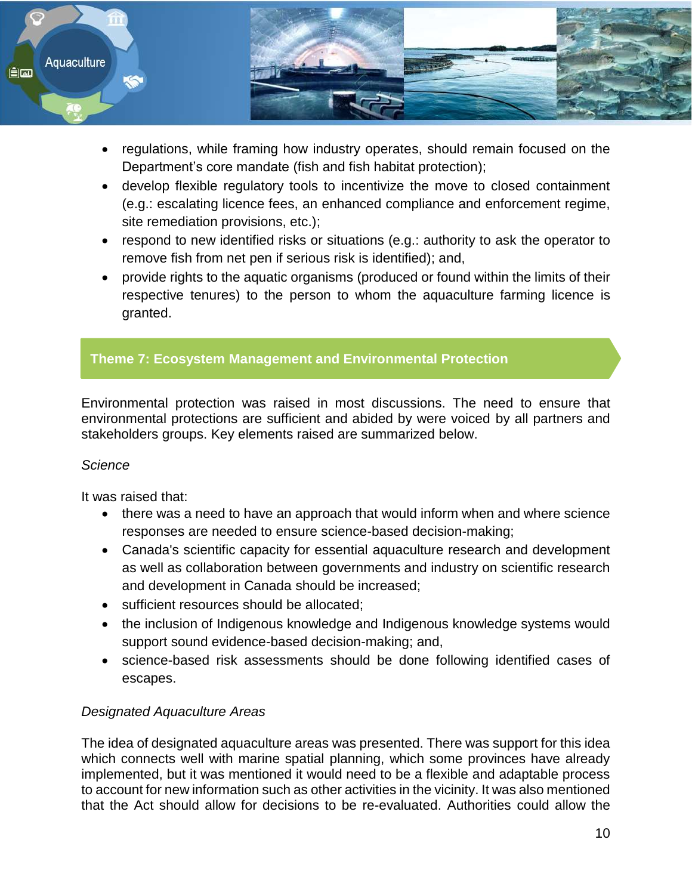- regulations, while framing how industry operates, should remain focused on the Department's core mandate (fish and fish habitat protection);
- develop flexible regulatory tools to incentivize the move to closed containment (e.g.: escalating licence fees, an enhanced compliance and enforcement regime, site remediation provisions, etc.);
- respond to new identified risks or situations (e.g.: authority to ask the operator to remove fish from net pen if serious risk is identified); and,
- provide rights to the aquatic organisms (produced or found within the limits of their respective tenures) to the person to whom the aquaculture farming licence is granted.

## Theme 7: Ecosystem Management and Environmental Protection

Environmental protection was raised in most discussions. The need to ensure that environmental protections are sufficient and abided by were voiced by all partners and stakeholders groups. Key elements raised are summarized below.

*Science*

It was raised that:

- there was a need to have an approach that would inform when and where science responses are needed to ensure science-based decision-making;
- Canada's scientific capacity for essential aquaculture research and development as well as collaboration between governments and industry on scientific research and development in Canada should be increased;
- sufficient resources should be allocated;
- the inclusion of Indigenous knowledge and Indigenous knowledge systems would support sound evidence-based decision-making; and,
- science-based risk assessments should be done following identified cases of escapes.

*Designated Aquaculture Areas*

The idea of designated aquaculture areas was presented. There was support for this idea which connects well with marine spatial planning, which some provinces have already implemented, but it was mentioned it would need to be a flexible and adaptable process to account for new information such as other activities in the vicinity. It was also mentioned that the Act should allow for decisions to be re-evaluated. Authorities could allow the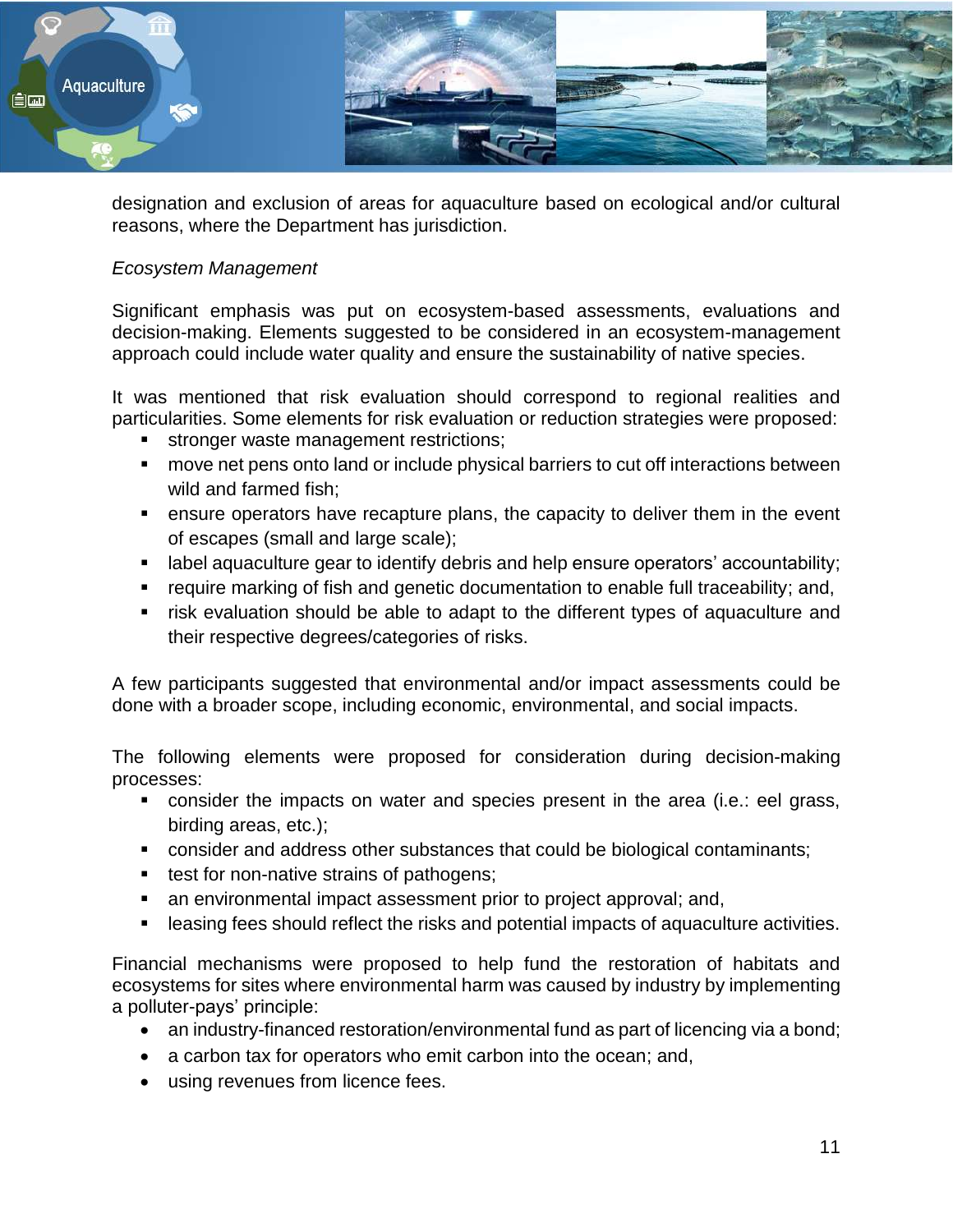designation and exclusion of areas for aquaculture based on ecological and/or cultural reasons, where the Department has jurisdiction.

*Ecosystem Management*

Significant emphasis was put on ecosystem-based assessments, evaluations and decision-making. Elements suggested to be considered in an ecosystem-management approach could include water quality and ensure the sustainability of native species.

It was mentioned that risk evaluation should correspond to regional realities and particularities. Some elements for risk evaluation or reduction strategies were proposed:

- stronger waste management restrictions;
- move net pens onto land or include physical barriers to cut off interactions between wild and farmed fish;
- ensure operators have recapture plans, the capacity to deliver them in the event of escapes (small and large scale);
- label aquaculture gear to identify debris and help ensure operators' accountability;
- require marking of fish and genetic documentation to enable full traceability; and,
- risk evaluation should be able to adapt to the different types of aquaculture and their respective degrees/categories of risks.

A few participants suggested that environmental and/or impact assessments could be done with a broader scope, including economic, environmental, and social impacts.

The following elements were proposed for consideration during decision-making processes:

- consider the impacts on water and species present in the area (i.e.: eel grass, birding areas, etc.);
- consider and address other substances that could be biological contaminants;
- test for non-native strains of pathogens;
- an environmental impact assessment prior to project approval; and,
- leasing fees should reflect the risks and potential impacts of aquaculture activities.

Financial mechanisms were proposed to help fund the restoration of habitats and ecosystems for sites where environmental harm was caused by industry by implementing a polluter-pays' principle:

- an industry-financed restoration/environmental fund as part of licencing via a bond;
- a carbon tax for operators who emit carbon into the ocean; and,
- using revenues from licence fees.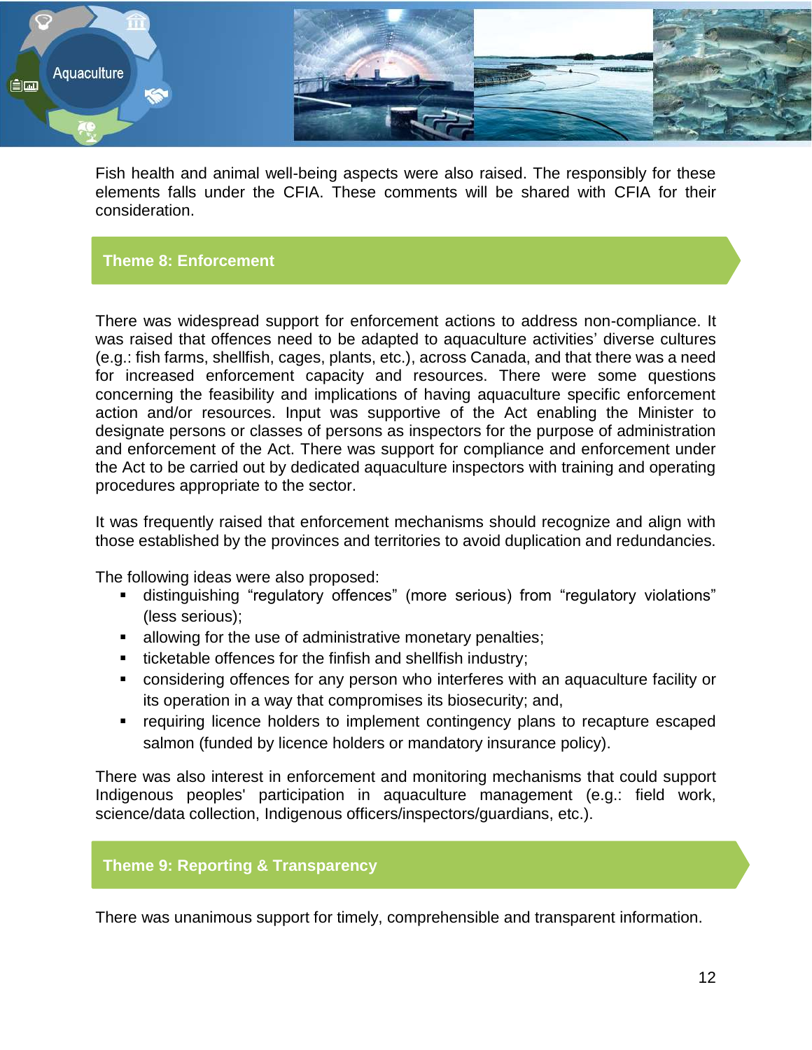Fish health and animal well-being aspects were also raised. The responsibly for these elements falls under the CFIA. These comments will be shared with CFIA for their consideration.

## Theme 8: Enforcement

There was widespread support for enforcement actions to address non-compliance. It was raised that offences need to be adapted to aquaculture activities' diverse cultures (e.g.: fish farms, shellfish, cages, plants, etc.), across Canada, and that there was a need for increased enforcement capacity and resources. There were some questions concerning the feasibility and implications of having aquaculture specific enforcement action and/or resources. Input was supportive of the Act enabling the Minister to designate persons or classes of persons as inspectors for the purpose of administration and enforcement of the Act. There was support for compliance and enforcement under the Act to be carried out by dedicated aquaculture inspectors with training and operating procedures appropriate to the sector.

It was frequently raised that enforcement mechanisms should recognize and align with those established by the provinces and territories to avoid duplication and redundancies.

The following ideas were also proposed:

- distinguishing "regulatory offences" (more serious) from "regulatory violations" (less serious);
- allowing for the use of administrative monetary penalties;
- ticketable offences for the finfish and shellfish industry;
- considering offences for any person who interferes with an aquaculture facility or its operation in a way that compromises its biosecurity; and,
- requiring licence holders to implement contingency plans to recapture escaped salmon (funded by licence holders or mandatory insurance policy).

There was also interest in enforcement and monitoring mechanisms that could support Indigenous peoples' participation in aquaculture management (e.g.: field work, science/data collection, Indigenous officers/inspectors/guardians, etc.).

## Theme 9: Reporting & Transparency

There was unanimous support for timely, comprehensible and transparent information.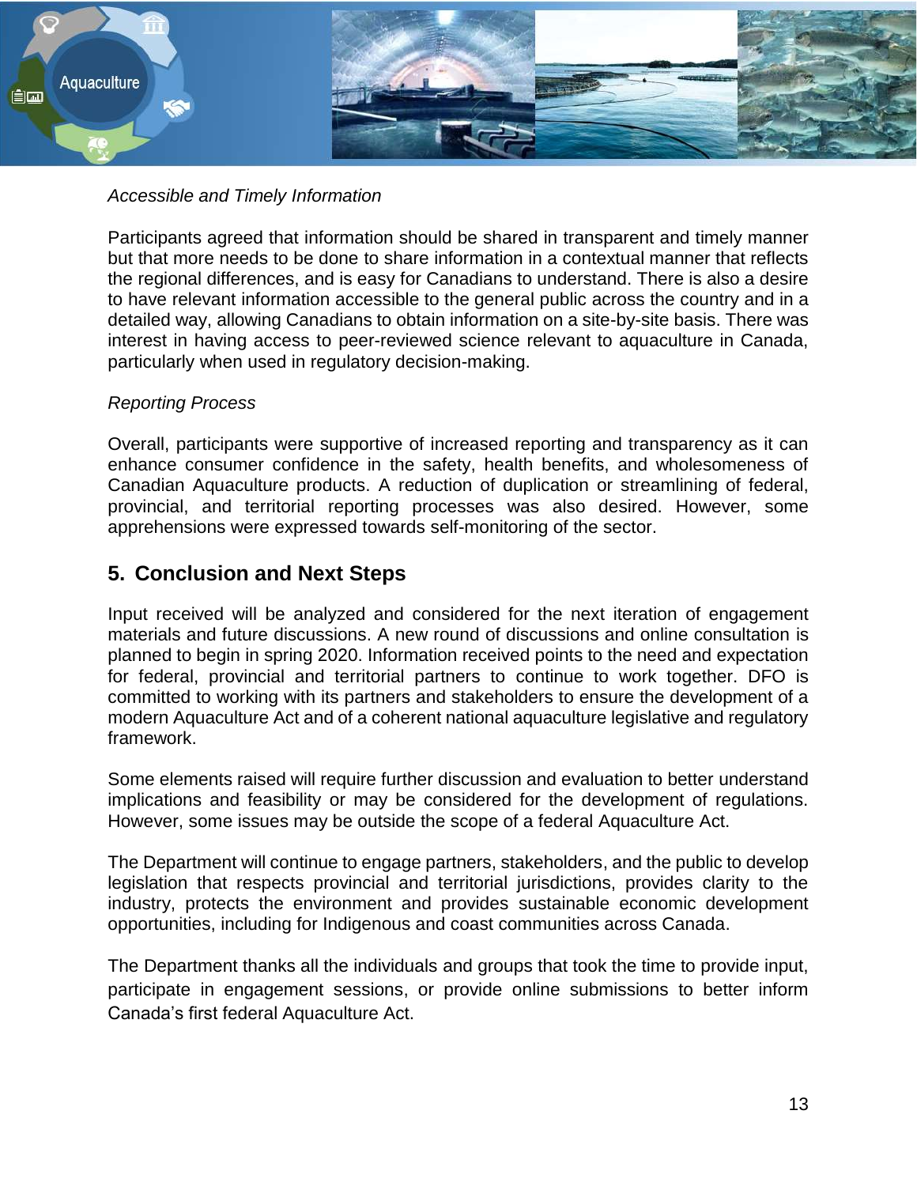*Accessible and Timely Information*

Participants agreed that information should be shared in transparent and timely manner but that more needs to be done to share information in a contextual manner that reflects the regional differences, and is easy for Canadians to understand. There is also a desire to have relevant information accessible to the general public across the country and in a detailed way, allowing Canadians to obtain information on a site-by-site basis. There was interest in having access to peer-reviewed science relevant to aquaculture in Canada, particularly when used in regulatory decision-making.

*Reporting Process*

Overall, participants were supportive of increased reporting and transparency as it can enhance consumer confidence in the safety, health benefits, and wholesomeness of Canadian Aquaculture products. A reduction of duplication or streamlining of federal, provincial, and territorial reporting processes was also desired. However, some apprehensions were expressed towards self-monitoring of the sector.

## 5. Conclusion and Next Steps

Input received will be analyzed and considered for the next iteration of engagement materials and future discussions. A new round of discussions and online consultation is planned to begin in spring 2020. Information received points to the need and expectation for federal, provincial and territorial partners to continue to work together. DFO is committed to working with its partners and stakeholders to ensure the development of a modern Aquaculture Act and of a coherent national aquaculture legislative and regulatory framework.

Some elements raised will require further discussion and evaluation to better understand implications and feasibility or may be considered for the development of regulations. However, some issues may be outside the scope of a federal Aquaculture Act.

The Department will continue to engage partners, stakeholders, and the public to develop legislation that respects provincial and territorial jurisdictions, provides clarity to the industry, protects the environment and provides sustainable economic development opportunities, including for Indigenous and coast communities across Canada.

The Department thanks all the individuals and groups that took the time to provide input, participate in engagement sessions, or provide online submissions to better inform Canada's first federal Aquaculture Act.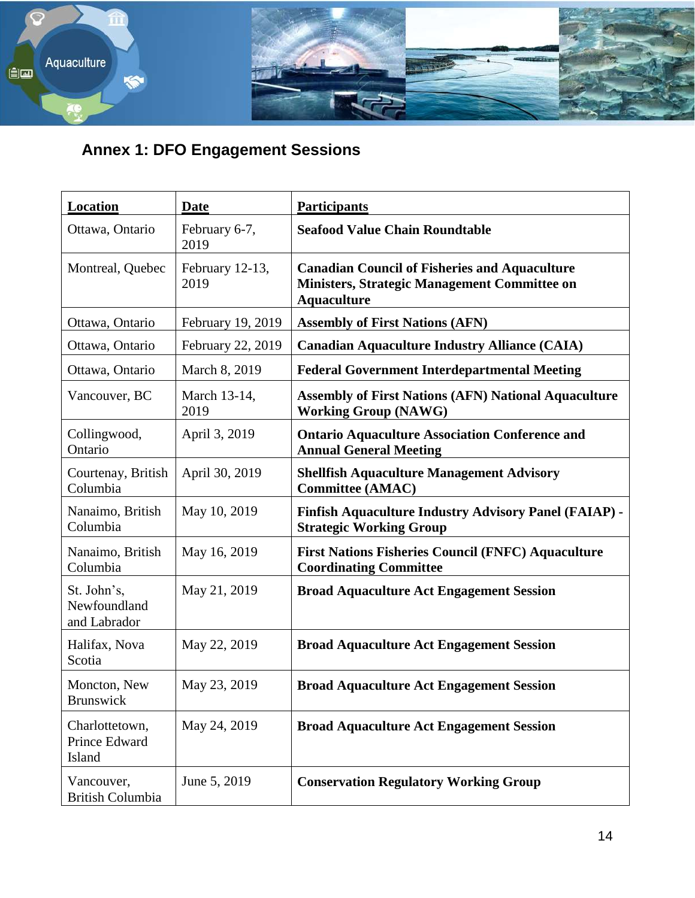## Annex 1: DFO Engagement Sessions

| Location | Date | Participants |
| --- | --- | --- |
| Ottawa, Ontario | February 6-7, 2019 | **Seafood Value Chain Roundtable** |
| Montreal, Quebec | February 12-13, 2019 | **Canadian Council of Fisheries and Aquaculture Ministers, Strategic Management Committee on Aquaculture** |
| Ottawa, Ontario | February 19, 2019 | **Assembly of First Nations (AFN)** |
| Ottawa, Ontario | February 22, 2019 | **Canadian Aquaculture Industry Alliance (CAIA)** |
| Ottawa, Ontario | March 8, 2019 | **Federal Government Interdepartmental Meeting** |
| Vancouver, BC | March 13-14, 2019 | **Assembly of First Nations (AFN) National Aquaculture Working Group (NAWG)** |
| Collingwood, Ontario | April 3, 2019 | **Ontario Aquaculture Association Conference and Annual General Meeting** |
| Courtenay, British Columbia | April 30, 2019 | **Shellfish Aquaculture Management Advisory Committee (AMAC)** |
| Nanaimo, British Columbia | May 10, 2019 | **Finfish Aquaculture Industry Advisory Panel (FAIAP) - Strategic Working Group** |
| Nanaimo, British Columbia | May 16, 2019 | **First Nations Fisheries Council (FNFC) Aquaculture Coordinating Committee** |
| St. John's, Newfoundland and Labrador | May 21, 2019 | **Broad Aquaculture Act Engagement Session** |
| Halifax, Nova Scotia | May 22, 2019 | **Broad Aquaculture Act Engagement Session** |
| Moncton, New Brunswick | May 23, 2019 | **Broad Aquaculture Act Engagement Session** |
| Charlottetown, Prince Edward Island | May 24, 2019 | **Broad Aquaculture Act Engagement Session** |
| Vancouver, British Columbia | June 5, 2019 | **Conservation Regulatory Working Group** |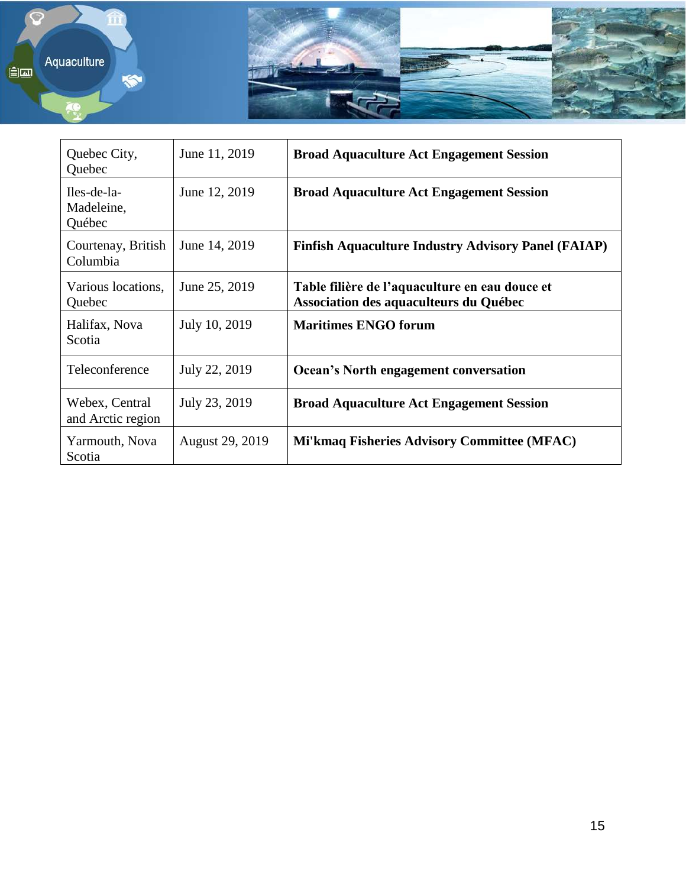| | | |
|---|---|---|
| Quebec City, Quebec | June 11, 2019 | **Broad Aquaculture Act Engagement Session** |
| Iles-de-la-Madeleine, Québec | June 12, 2019 | **Broad Aquaculture Act Engagement Session** |
| Courtenay, British Columbia | June 14, 2019 | **Finfish Aquaculture Industry Advisory Panel (FAIAP)** |
| Various locations, Quebec | June 25, 2019 | **Table filière de l'aquaculture en eau douce et Association des aquaculteurs du Québec** |
| Halifax, Nova Scotia | July 10, 2019 | **Maritimes ENGO forum** |
| Teleconference | July 22, 2019 | **Ocean's North engagement conversation** |
| Webex, Central and Arctic region | July 23, 2019 | **Broad Aquaculture Act Engagement Session** |
| Yarmouth, Nova Scotia | August 29, 2019 | **Mi'kmaq Fisheries Advisory Committee (MFAC)** |